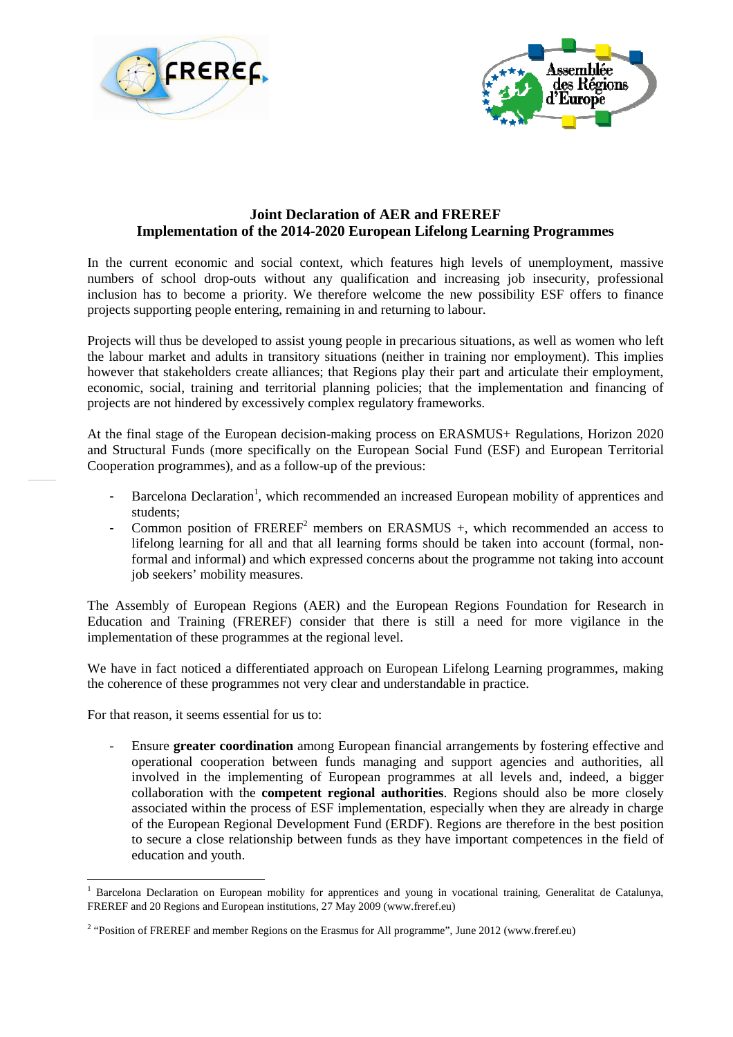**Joint Declaration of AER and FREREF**
**Implementation of the 2014-2020 European Lifelong Learning Programmes**

In the current economic and social context, which features high levels of unemployment, massive numbers of school drop-outs without any qualification and increasing job insecurity, professional inclusion has to become a priority. We therefore welcome the new possibility ESF offers to finance projects supporting people entering, remaining in and returning to labour.

Projects will thus be developed to assist young people in precarious situations, as well as women who left the labour market and adults in transitory situations (neither in training nor employment). This implies however that stakeholders create alliances; that Regions play their part and articulate their employment, economic, social, training and territorial planning policies; that the implementation and financing of projects are not hindered by excessively complex regulatory frameworks.

At the final stage of the European decision-making process on ERASMUS+ Regulations, Horizon 2020 and Structural Funds (more specifically on the European Social Fund (ESF) and European Territorial Cooperation programmes), and as a follow-up of the previous:

- Barcelona Declaration[1], which recommended an increased European mobility of apprentices and students;
- Common position of FREREF[2] members on ERASMUS +, which recommended an access to lifelong learning for all and that all learning forms should be taken into account (formal, non-formal and informal) and which expressed concerns about the programme not taking into account job seekers' mobility measures.

The Assembly of European Regions (AER) and the European Regions Foundation for Research in Education and Training (FREREF) consider that there is still a need for more vigilance in the implementation of these programmes at the regional level.

We have in fact noticed a differentiated approach on European Lifelong Learning programmes, making the coherence of these programmes not very clear and understandable in practice.

For that reason, it seems essential for us to:

- Ensure **greater coordination** among European financial arrangements by fostering effective and operational cooperation between funds managing and support agencies and authorities, all involved in the implementing of European programmes at all levels and, indeed, a bigger collaboration with the **competent regional authorities**. Regions should also be more closely associated within the process of ESF implementation, especially when they are already in charge of the European Regional Development Fund (ERDF). Regions are therefore in the best position to secure a close relationship between funds as they have important competences in the field of education and youth.

---

[1] Barcelona Declaration on European mobility for apprentices and young in vocational training, Generalitat de Catalunya, FREREF and 20 Regions and European institutions, 27 May 2009 (www.freref.eu)

[2] "Position of FREREF and member Regions on the Erasmus for All programme", June 2012 (www.freref.eu)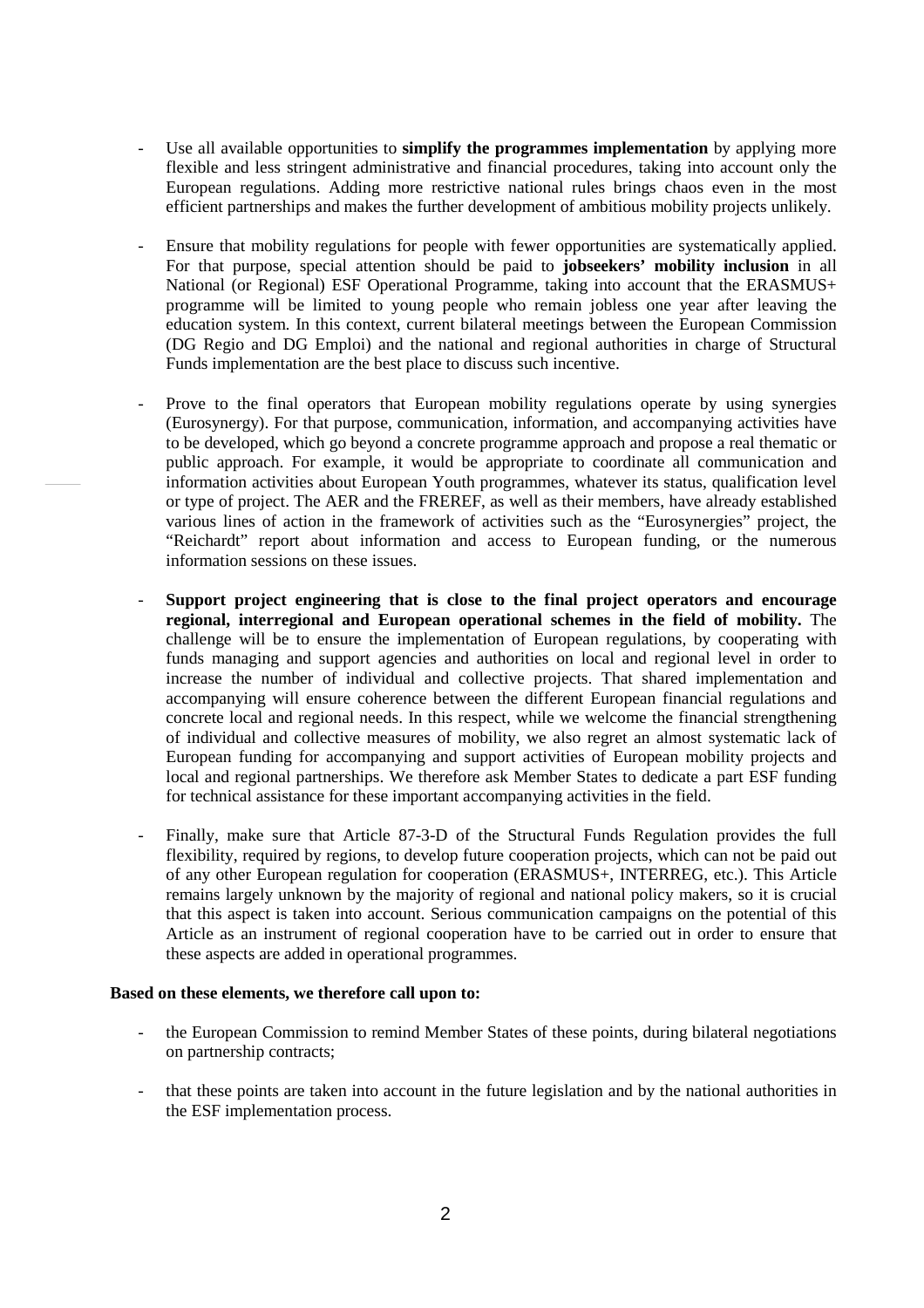- Use all available opportunities to **simplify the programmes implementation** by applying more flexible and less stringent administrative and financial procedures, taking into account only the European regulations. Adding more restrictive national rules brings chaos even in the most efficient partnerships and makes the further development of ambitious mobility projects unlikely.

- Ensure that mobility regulations for people with fewer opportunities are systematically applied. For that purpose, special attention should be paid to **jobseekers' mobility inclusion** in all National (or Regional) ESF Operational Programme, taking into account that the ERASMUS+ programme will be limited to young people who remain jobless one year after leaving the education system. In this context, current bilateral meetings between the European Commission (DG Regio and DG Emploi) and the national and regional authorities in charge of Structural Funds implementation are the best place to discuss such incentive.

- Prove to the final operators that European mobility regulations operate by using synergies (Eurosynergy). For that purpose, communication, information, and accompanying activities have to be developed, which go beyond a concrete programme approach and propose a real thematic or public approach. For example, it would be appropriate to coordinate all communication and information activities about European Youth programmes, whatever its status, qualification level or type of project. The AER and the FREREF, as well as their members, have already established various lines of action in the framework of activities such as the "Eurosynergies" project, the "Reichardt" report about information and access to European funding, or the numerous information sessions on these issues.

- **Support project engineering that is close to the final project operators and encourage regional, interregional and European operational schemes in the field of mobility.** The challenge will be to ensure the implementation of European regulations, by cooperating with funds managing and support agencies and authorities on local and regional level in order to increase the number of individual and collective projects. That shared implementation and accompanying will ensure coherence between the different European financial regulations and concrete local and regional needs. In this respect, while we welcome the financial strengthening of individual and collective measures of mobility, we also regret an almost systematic lack of European funding for accompanying and support activities of European mobility projects and local and regional partnerships. We therefore ask Member States to dedicate a part ESF funding for technical assistance for these important accompanying activities in the field.

- Finally, make sure that Article 87-3-D of the Structural Funds Regulation provides the full flexibility, required by regions, to develop future cooperation projects, which can not be paid out of any other European regulation for cooperation (ERASMUS+, INTERREG, etc.). This Article remains largely unknown by the majority of regional and national policy makers, so it is crucial that this aspect is taken into account. Serious communication campaigns on the potential of this Article as an instrument of regional cooperation have to be carried out in order to ensure that these aspects are added in operational programmes.

**Based on these elements, we therefore call upon to:**

- the European Commission to remind Member States of these points, during bilateral negotiations on partnership contracts;

- that these points are taken into account in the future legislation and by the national authorities in the ESF implementation process.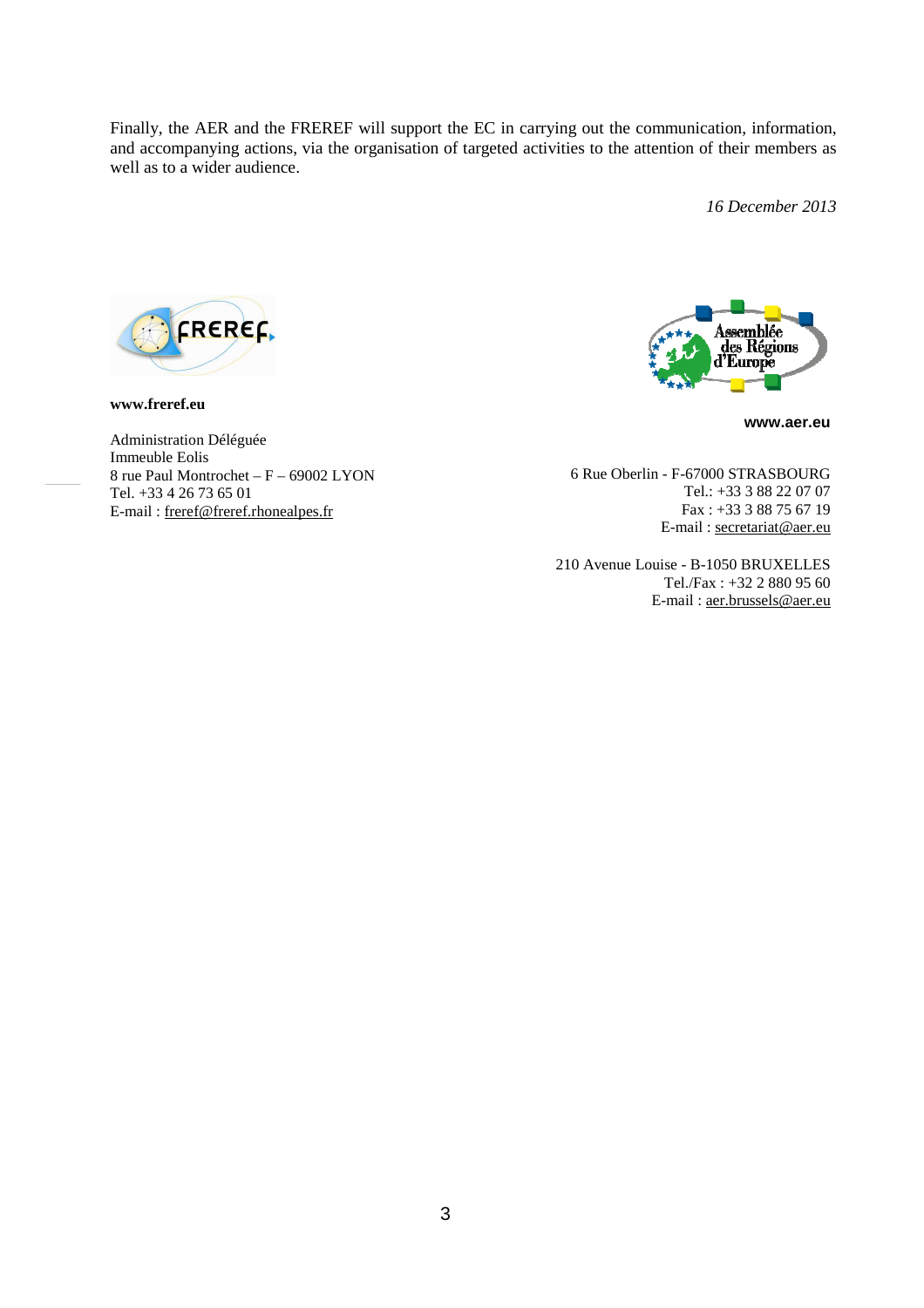Finally, the AER and the FREREF will support the EC in carrying out the communication, information, and accompanying actions, via the organisation of targeted activities to the attention of their members as well as to a wider audience.

*16 December 2013*

**www.freref.eu**

Administration Déléguée
Immeuble Eolis
8 rue Paul Montrochet – F – 69002 LYON
Tel. +33 4 26 73 65 01
E-mail : freref@freref.rhonealpes.fr

**www.aer.eu**

6 Rue Oberlin - F-67000 STRASBOURG
Tel.: +33 3 88 22 07 07
Fax : +33 3 88 75 67 19
E-mail : secretariat@aer.eu

210 Avenue Louise - B-1050 BRUXELLES
Tel./Fax : +32 2 880 95 60
E-mail : aer.brussels@aer.eu